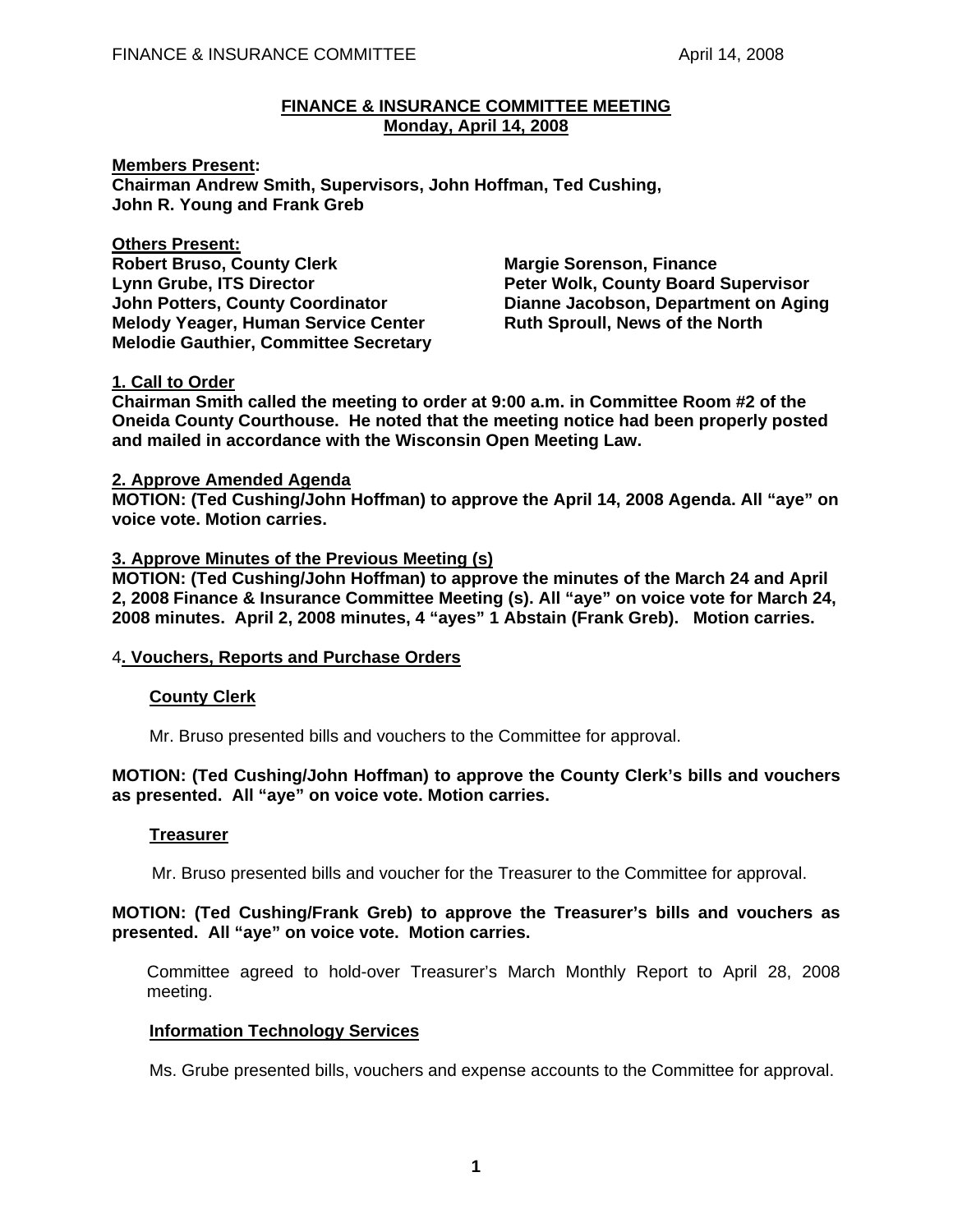## FINANCE & INSURANCE COMMITTEE MEETING
## Monday, April 14, 2008

**Members Present:**
**Chairman Andrew Smith, Supervisors, John Hoffman, Ted Cushing, John R. Young and Frank Greb**

**Others Present:**
**Robert Bruso, County Clerk**
**Lynn Grube, ITS Director**
**John Potters, County Coordinator**
**Melody Yeager, Human Service Center**
**Melodie Gauthier, Committee Secretary**
**Margie Sorenson, Finance**
**Peter Wolk, County Board Supervisor**
**Dianne Jacobson, Department on Aging**
**Ruth Sproull, News of the North**

### 1. Call to Order

**Chairman Smith called the meeting to order at 9:00 a.m. in Committee Room #2 of the Oneida County Courthouse. He noted that the meeting notice had been properly posted and mailed in accordance with the Wisconsin Open Meeting Law.**

### 2. Approve Amended Agenda

**MOTION: (Ted Cushing/John Hoffman) to approve the April 14, 2008 Agenda. All "aye" on voice vote. Motion carries.**

### 3. Approve Minutes of the Previous Meeting (s)

**MOTION: (Ted Cushing/John Hoffman) to approve the minutes of the March 24 and April 2, 2008 Finance & Insurance Committee Meeting (s). All "aye" on voice vote for March 24, 2008 minutes. April 2, 2008 minutes, 4 "ayes" 1 Abstain (Frank Greb). Motion carries.**

### 4. Vouchers, Reports and Purchase Orders

#### County Clerk

Mr. Bruso presented bills and vouchers to the Committee for approval.

**MOTION: (Ted Cushing/John Hoffman) to approve the County Clerk's bills and vouchers as presented. All "aye" on voice vote. Motion carries.**

#### Treasurer

Mr. Bruso presented bills and voucher for the Treasurer to the Committee for approval.

**MOTION: (Ted Cushing/Frank Greb) to approve the Treasurer's bills and vouchers as presented. All "aye" on voice vote. Motion carries.**

Committee agreed to hold-over Treasurer's March Monthly Report to April 28, 2008 meeting.

#### Information Technology Services

Ms. Grube presented bills, vouchers and expense accounts to the Committee for approval.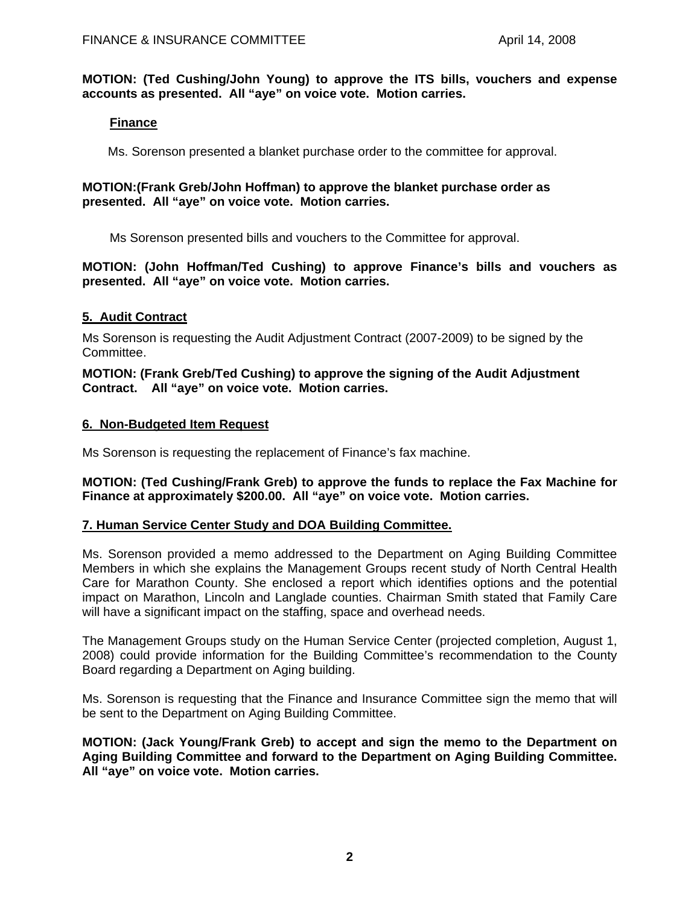**MOTION: (Ted Cushing/John Young) to approve the ITS bills, vouchers and expense accounts as presented. All "aye" on voice vote. Motion carries.**

**Finance**

Ms. Sorenson presented a blanket purchase order to the committee for approval.

**MOTION:(Frank Greb/John Hoffman) to approve the blanket purchase order as presented. All "aye" on voice vote. Motion carries.**

Ms Sorenson presented bills and vouchers to the Committee for approval.

**MOTION: (John Hoffman/Ted Cushing) to approve Finance's bills and vouchers as presented. All "aye" on voice vote. Motion carries.**

**5. Audit Contract**

Ms Sorenson is requesting the Audit Adjustment Contract (2007-2009) to be signed by the Committee.

**MOTION: (Frank Greb/Ted Cushing) to approve the signing of the Audit Adjustment Contract. All "aye" on voice vote. Motion carries.**

**6. Non-Budgeted Item Request**

Ms Sorenson is requesting the replacement of Finance's fax machine.

**MOTION: (Ted Cushing/Frank Greb) to approve the funds to replace the Fax Machine for Finance at approximately $200.00. All "aye" on voice vote. Motion carries.**

**7. Human Service Center Study and DOA Building Committee.**

Ms. Sorenson provided a memo addressed to the Department on Aging Building Committee Members in which she explains the Management Groups recent study of North Central Health Care for Marathon County. She enclosed a report which identifies options and the potential impact on Marathon, Lincoln and Langlade counties. Chairman Smith stated that Family Care will have a significant impact on the staffing, space and overhead needs.

The Management Groups study on the Human Service Center (projected completion, August 1, 2008) could provide information for the Building Committee's recommendation to the County Board regarding a Department on Aging building.

Ms. Sorenson is requesting that the Finance and Insurance Committee sign the memo that will be sent to the Department on Aging Building Committee.

**MOTION: (Jack Young/Frank Greb) to accept and sign the memo to the Department on Aging Building Committee and forward to the Department on Aging Building Committee. All "aye" on voice vote. Motion carries.**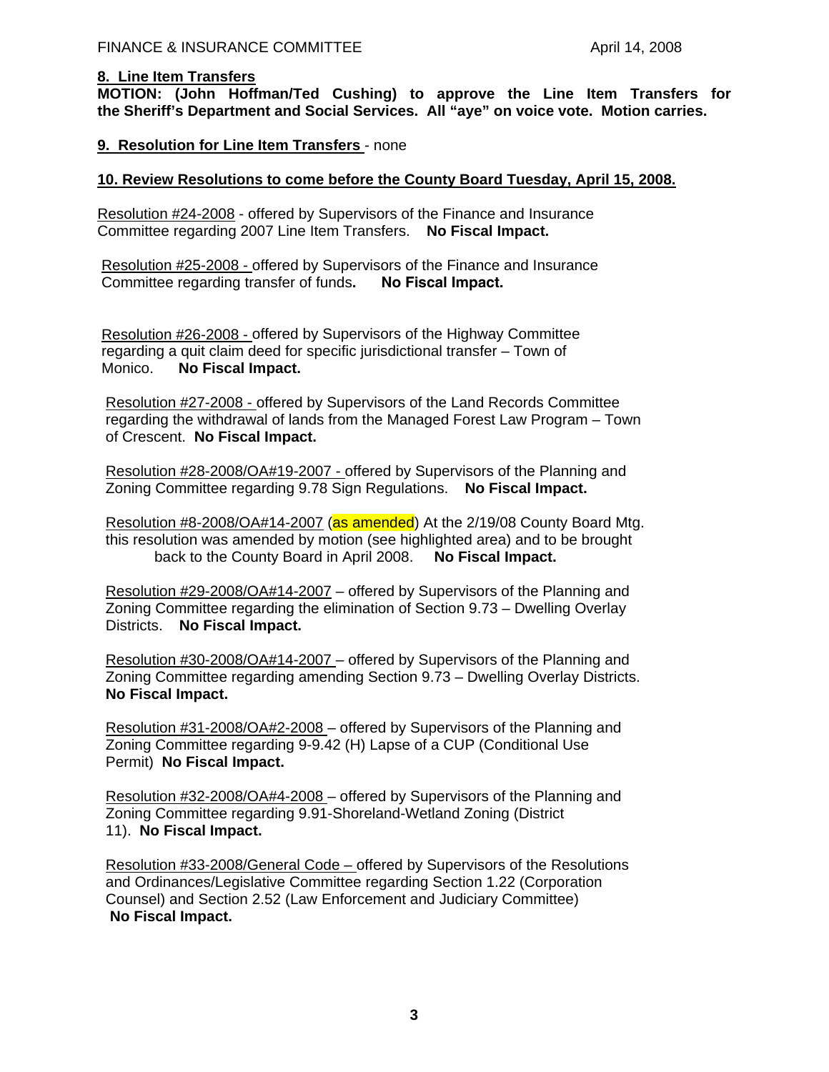## 8. Line Item Transfers

**MOTION: (John Hoffman/Ted Cushing) to approve the Line Item Transfers for the Sheriff's Department and Social Services. All "aye" on voice vote. Motion carries.**

## 9. Resolution for Line Item Transfers - none

## 10. Review Resolutions to come before the County Board Tuesday, April 15, 2008.

Resolution #24-2008 - offered by Supervisors of the Finance and Insurance Committee regarding 2007 Line Item Transfers. **No Fiscal Impact.**

Resolution #25-2008 - offered by Supervisors of the Finance and Insurance Committee regarding transfer of funds. **No Fiscal Impact.**

Resolution #26-2008 - offered by Supervisors of the Highway Committee regarding a quit claim deed for specific jurisdictional transfer – Town of Monico. **No Fiscal Impact.**

Resolution #27-2008 - offered by Supervisors of the Land Records Committee regarding the withdrawal of lands from the Managed Forest Law Program – Town of Crescent. **No Fiscal Impact.**

Resolution #28-2008/OA#19-2007 - offered by Supervisors of the Planning and Zoning Committee regarding 9.78 Sign Regulations. **No Fiscal Impact.**

Resolution #8-2008/OA#14-2007 (as amended) At the 2/19/08 County Board Mtg. this resolution was amended by motion (see highlighted area) and to be brought back to the County Board in April 2008. **No Fiscal Impact.**

Resolution #29-2008/OA#14-2007 – offered by Supervisors of the Planning and Zoning Committee regarding the elimination of Section 9.73 – Dwelling Overlay Districts. **No Fiscal Impact.**

Resolution #30-2008/OA#14-2007 – offered by Supervisors of the Planning and Zoning Committee regarding amending Section 9.73 – Dwelling Overlay Districts. **No Fiscal Impact.**

Resolution #31-2008/OA#2-2008 – offered by Supervisors of the Planning and Zoning Committee regarding 9-9.42 (H) Lapse of a CUP (Conditional Use Permit) **No Fiscal Impact.**

Resolution #32-2008/OA#4-2008 – offered by Supervisors of the Planning and Zoning Committee regarding 9.91-Shoreland-Wetland Zoning (District 11). **No Fiscal Impact.**

Resolution #33-2008/General Code – offered by Supervisors of the Resolutions and Ordinances/Legislative Committee regarding Section 1.22 (Corporation Counsel) and Section 2.52 (Law Enforcement and Judiciary Committee) **No Fiscal Impact.**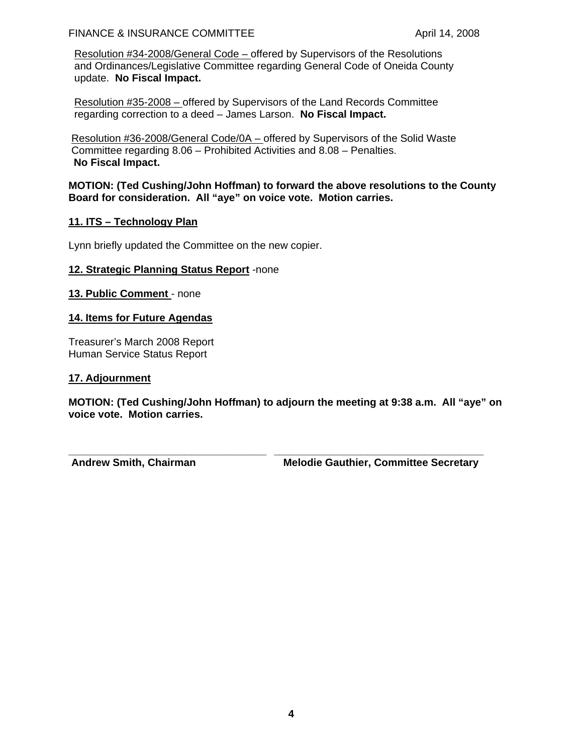Resolution #34-2008/General Code – offered by Supervisors of the Resolutions and Ordinances/Legislative Committee regarding General Code of Oneida County update. **No Fiscal Impact.**

Resolution #35-2008 – offered by Supervisors of the Land Records Committee regarding correction to a deed – James Larson. **No Fiscal Impact.**

Resolution #36-2008/General Code/0A – offered by Supervisors of the Solid Waste Committee regarding 8.06 – Prohibited Activities and 8.08 – Penalties. **No Fiscal Impact.**

**MOTION: (Ted Cushing/John Hoffman) to forward the above resolutions to the County Board for consideration. All "aye" on voice vote. Motion carries.**

**11. ITS – Technology Plan**

Lynn briefly updated the Committee on the new copier.

**12. Strategic Planning Status Report** -none

**13. Public Comment** - none

**14. Items for Future Agendas**

Treasurer's March 2008 Report
Human Service Status Report

**17. Adjournment**

**MOTION: (Ted Cushing/John Hoffman) to adjourn the meeting at 9:38 a.m. All "aye" on voice vote. Motion carries.**

\_\_\_\_\_\_\_\_\_\_\_\_\_\_\_\_\_\_\_\_\_\_\_\_\_\_\_\_\_\_\_\_\_\_\_ \_\_\_\_\_\_\_\_\_\_\_\_\_\_\_\_\_\_\_\_\_\_\_\_\_\_\_\_\_\_\_\_\_\_\_\_\_

**Andrew Smith, Chairman** **Melodie Gauthier, Committee Secretary**